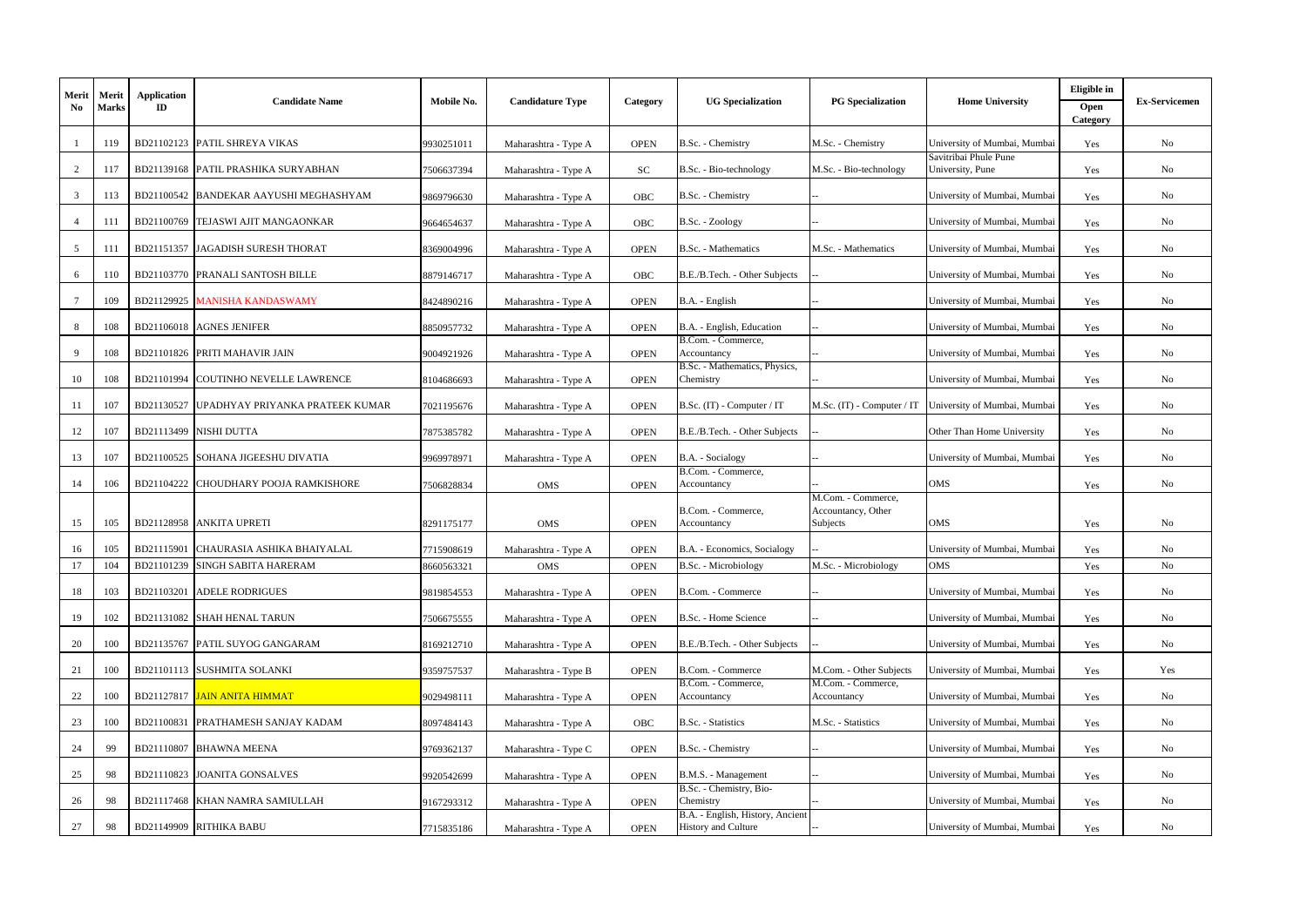| Merit No | Merit Marks | Application ID | Candidate Name | Mobile No. | Candidature Type | Category | UG Specialization | PG Specialization | Home University | Eligible in Open Category | Ex-Servicemen |
|---|---|---|---|---|---|---|---|---|---|---|---|
| 1 | 119 | BD21102123 | PATIL SHREYA VIKAS | 9930251011 | Maharashtra - Type A | OPEN | B.Sc. - Chemistry | M.Sc. - Chemistry | University of Mumbai, Mumbai | Yes | No |
| 2 | 117 | BD21139168 | PATIL PRASHIKA SURYABHAN | 7506637394 | Maharashtra - Type A | SC | B.Sc. - Bio-technology | M.Sc. - Bio-technology | Savitribai Phule Pune University, Pune | Yes | No |
| 3 | 113 | BD21100542 | BANDEKAR AAYUSHI MEGHASHYAM | 9869796630 | Maharashtra - Type A | OBC | B.Sc. - Chemistry | -- | University of Mumbai, Mumbai | Yes | No |
| 4 | 111 | BD21100769 | TEJASWI AJIT MANGAONKAR | 9664654637 | Maharashtra - Type A | OBC | B.Sc. - Zoology | -- | University of Mumbai, Mumbai | Yes | No |
| 5 | 111 | BD21151357 | JAGADISH SURESH THORAT | 8369004996 | Maharashtra - Type A | OPEN | B.Sc. - Mathematics | M.Sc. - Mathematics | University of Mumbai, Mumbai | Yes | No |
| 6 | 110 | BD21103770 | PRANALI SANTOSH BILLE | 8879146717 | Maharashtra - Type A | OBC | B.E./B.Tech. - Other Subjects | -- | University of Mumbai, Mumbai | Yes | No |
| 7 | 109 | BD21129925 | MANISHA KANDASWAMY | 8424890216 | Maharashtra - Type A | OPEN | B.A. - English | -- | University of Mumbai, Mumbai | Yes | No |
| 8 | 108 | BD21106018 | AGNES JENIFER | 8850957732 | Maharashtra - Type A | OPEN | B.A. - English, Education | -- | University of Mumbai, Mumbai | Yes | No |
| 9 | 108 | BD21101826 | PRITI MAHAVIR JAIN | 9004921926 | Maharashtra - Type A | OPEN | B.Com. - Commerce, Accountancy | -- | University of Mumbai, Mumbai | Yes | No |
| 10 | 108 | BD21101994 | COUTINHO NEVELLE LAWRENCE | 8104686693 | Maharashtra - Type A | OPEN | B.Sc. - Mathematics, Physics, Chemistry | -- | University of Mumbai, Mumbai | Yes | No |
| 11 | 107 | BD21130527 | UPADHYAY PRIYANKA PRATEEK KUMAR | 7021195676 | Maharashtra - Type A | OPEN | B.Sc. (IT) - Computer / IT | M.Sc. (IT) - Computer / IT | University of Mumbai, Mumbai | Yes | No |
| 12 | 107 | BD21113499 | NISHI DUTTA | 7875385782 | Maharashtra - Type A | OPEN | B.E./B.Tech. - Other Subjects | -- | Other Than Home University | Yes | No |
| 13 | 107 | BD21100525 | SOHANA JIGEESHU DIVATIA | 9969978971 | Maharashtra - Type A | OPEN | B.A. - Socialogy | -- | University of Mumbai, Mumbai | Yes | No |
| 14 | 106 | BD21104222 | CHOUDHARY POOJA RAMKISHORE | 7506828834 | OMS | OPEN | B.Com. - Commerce, Accountancy | -- | OMS | Yes | No |
| 15 | 105 | BD21128958 | ANKITA UPRETI | 8291175177 | OMS | OPEN | B.Com. - Commerce, Accountancy | M.Com. - Commerce, Accountancy, Other Subjects | OMS | Yes | No |
| 16 | 105 | BD21115901 | CHAURASIA ASHIKA BHAIYALAL | 7715908619 | Maharashtra - Type A | OPEN | B.A. - Economics, Socialogy | -- | University of Mumbai, Mumbai | Yes | No |
| 17 | 104 | BD21101239 | SINGH SABITA HARERAM | 8660563321 | OMS | OPEN | B.Sc. - Microbiology | M.Sc. - Microbiology | OMS | Yes | No |
| 18 | 103 | BD21103201 | ADELE RODRIGUES | 9819854553 | Maharashtra - Type A | OPEN | B.Com. - Commerce | -- | University of Mumbai, Mumbai | Yes | No |
| 19 | 102 | BD21131082 | SHAH HENAL TARUN | 7506675555 | Maharashtra - Type A | OPEN | B.Sc. - Home Science | -- | University of Mumbai, Mumbai | Yes | No |
| 20 | 100 | BD21135767 | PATIL SUYOG GANGARAM | 8169212710 | Maharashtra - Type A | OPEN | B.E./B.Tech. - Other Subjects | -- | University of Mumbai, Mumbai | Yes | No |
| 21 | 100 | BD21101113 | SUSHMITA SOLANKI | 9359757537 | Maharashtra - Type B | OPEN | B.Com. - Commerce | M.Com. - Other Subjects | University of Mumbai, Mumbai | Yes | Yes |
| 22 | 100 | BD21127817 | JAIN ANITA HIMMAT | 9029498111 | Maharashtra - Type A | OPEN | B.Com. - Commerce, Accountancy | M.Com. - Commerce, Accountancy | University of Mumbai, Mumbai | Yes | No |
| 23 | 100 | BD21100831 | PRATHAMESH SANJAY KADAM | 8097484143 | Maharashtra - Type A | OBC | B.Sc. - Statistics | M.Sc. - Statistics | University of Mumbai, Mumbai | Yes | No |
| 24 | 99 | BD21110807 | BHAWNA MEENA | 9769362137 | Maharashtra - Type C | OPEN | B.Sc. - Chemistry | -- | University of Mumbai, Mumbai | Yes | No |
| 25 | 98 | BD21110823 | JOANITA GONSALVES | 9920542699 | Maharashtra - Type A | OPEN | B.M.S. - Management | -- | University of Mumbai, Mumbai | Yes | No |
| 26 | 98 | BD21117468 | KHAN NAMRA SAMIULLAH | 9167293312 | Maharashtra - Type A | OPEN | B.Sc. - Chemistry, Bio-Chemistry | -- | University of Mumbai, Mumbai | Yes | No |
| 27 | 98 | BD21149909 | RITHIKA BABU | 7715835186 | Maharashtra - Type A | OPEN | B.A. - English, History, Ancient History and Culture | -- | University of Mumbai, Mumbai | Yes | No |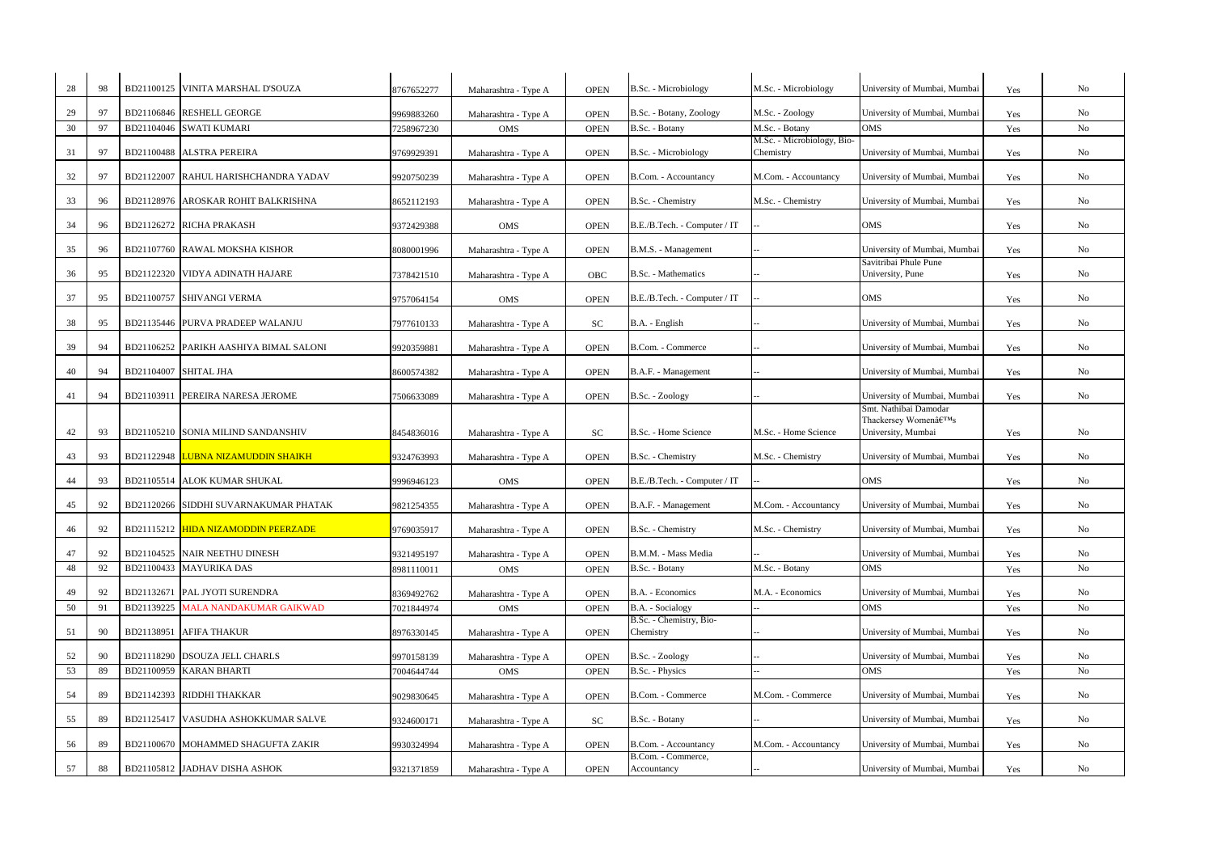| | | | | | | | | | | | | |
|---|---|---|---|---|---|---|---|---|---|---|---|---|
| 28 | 98 | BD21100125 | VINITA MARSHAL D'SOUZA | 8767652277 | Maharashtra - Type A | OPEN | B.Sc. - Microbiology | M.Sc. - Microbiology | University of Mumbai, Mumbai | Yes | No |
| 29 | 97 | BD21106846 | RESHELL GEORGE | 9969883260 | Maharashtra - Type A | OPEN | B.Sc. - Botany, Zoology | M.Sc. - Zoology | University of Mumbai, Mumbai | Yes | No |
| 30 | 97 | BD21104046 | SWATI KUMARI | 7258967230 | OMS | OPEN | B.Sc. - Botany | M.Sc. - Botany | OMS | Yes | No |
| 31 | 97 | BD21100488 | ALSTRA PEREIRA | 9769929391 | Maharashtra - Type A | OPEN | B.Sc. - Microbiology | M.Sc. - Microbiology, Bio-Chemistry | University of Mumbai, Mumbai | Yes | No |
| 32 | 97 | BD21122007 | RAHUL HARISHCHANDRA YADAV | 9920750239 | Maharashtra - Type A | OPEN | B.Com. - Accountancy | M.Com. - Accountancy | University of Mumbai, Mumbai | Yes | No |
| 33 | 96 | BD21128976 | AROSKAR ROHIT BALKRISHNA | 8652112193 | Maharashtra - Type A | OPEN | B.Sc. - Chemistry | M.Sc. - Chemistry | University of Mumbai, Mumbai | Yes | No |
| 34 | 96 | BD21126272 | RICHA PRAKASH | 9372429388 | OMS | OPEN | B.E./B.Tech. - Computer / IT | -- | OMS | Yes | No |
| 35 | 96 | BD21107760 | RAWAL MOKSHA KISHOR | 8080001996 | Maharashtra - Type A | OPEN | B.M.S. - Management | -- | University of Mumbai, Mumbai | Yes | No |
| 36 | 95 | BD21122320 | VIDYA ADINATH HAJARE | 7378421510 | Maharashtra - Type A | OBC | B.Sc. - Mathematics | -- | Savitribai Phule Pune University, Pune | Yes | No |
| 37 | 95 | BD21100757 | SHIVANGI VERMA | 9757064154 | OMS | OPEN | B.E./B.Tech. - Computer / IT | -- | OMS | Yes | No |
| 38 | 95 | BD21135446 | PURVA PRADEEP WALANJU | 7977610133 | Maharashtra - Type A | SC | B.A. - English | -- | University of Mumbai, Mumbai | Yes | No |
| 39 | 94 | BD21106252 | PARIKH AASHIYA BIMAL SALONI | 9920359881 | Maharashtra - Type A | OPEN | B.Com. - Commerce | -- | University of Mumbai, Mumbai | Yes | No |
| 40 | 94 | BD21104007 | SHITAL JHA | 8600574382 | Maharashtra - Type A | OPEN | B.A.F. - Management | -- | University of Mumbai, Mumbai | Yes | No |
| 41 | 94 | BD21103911 | PEREIRA NARESA JEROME | 7506633089 | Maharashtra - Type A | OPEN | B.Sc. - Zoology | -- | University of Mumbai, Mumbai | Yes | No |
| 42 | 93 | BD21105210 | SONIA MILIND SANDANSHIV | 8454836016 | Maharashtra - Type A | SC | B.Sc. - Home Science | M.Sc. - Home Science | Smt. Nathibai Damodar Thackersey Womenâ€™s University, Mumbai | Yes | No |
| 43 | 93 | BD21122948 | LUBNA NIZAMUDDIN SHAIKH | 9324763993 | Maharashtra - Type A | OPEN | B.Sc. - Chemistry | M.Sc. - Chemistry | University of Mumbai, Mumbai | Yes | No |
| 44 | 93 | BD21105514 | ALOK KUMAR SHUKAL | 9996946123 | OMS | OPEN | B.E./B.Tech. - Computer / IT | -- | OMS | Yes | No |
| 45 | 92 | BD21120266 | SIDDHI SUVARNAKUMAR PHATAK | 9821254355 | Maharashtra - Type A | OPEN | B.A.F. - Management | M.Com. - Accountancy | University of Mumbai, Mumbai | Yes | No |
| 46 | 92 | BD21115212 | HIDA NIZAMODDIN PEERZADE | 9769035917 | Maharashtra - Type A | OPEN | B.Sc. - Chemistry | M.Sc. - Chemistry | University of Mumbai, Mumbai | Yes | No |
| 47 | 92 | BD21104525 | NAIR NEETHU DINESH | 9321495197 | Maharashtra - Type A | OPEN | B.M.M. - Mass Media | -- | University of Mumbai, Mumbai | Yes | No |
| 48 | 92 | BD21100433 | MAYURIKA DAS | 8981110011 | OMS | OPEN | B.Sc. - Botany | M.Sc. - Botany | OMS | Yes | No |
| 49 | 92 | BD21132671 | PAL JYOTI SURENDRA | 8369492762 | Maharashtra - Type A | OPEN | B.A. - Economics | M.A. - Economics | University of Mumbai, Mumbai | Yes | No |
| 50 | 91 | BD21139225 | MALA NANDAKUMAR GAIKWAD | 7021844974 | OMS | OPEN | B.A. - Socialogy | -- | OMS | Yes | No |
| 51 | 90 | BD21138951 | AFIFA THAKUR | 8976330145 | Maharashtra - Type A | OPEN | B.Sc. - Chemistry, Bio-Chemistry | -- | University of Mumbai, Mumbai | Yes | No |
| 52 | 90 | BD21118290 | DSOUZA JELL CHARLS | 9970158139 | Maharashtra - Type A | OPEN | B.Sc. - Zoology | -- | University of Mumbai, Mumbai | Yes | No |
| 53 | 89 | BD21100959 | KARAN BHARTI | 7004644744 | OMS | OPEN | B.Sc. - Physics | -- | OMS | Yes | No |
| 54 | 89 | BD21142393 | RIDDHI THAKKAR | 9029830645 | Maharashtra - Type A | OPEN | B.Com. - Commerce | M.Com. - Commerce | University of Mumbai, Mumbai | Yes | No |
| 55 | 89 | BD21125417 | VASUDHA ASHOKKUMAR SALVE | 9324600171 | Maharashtra - Type A | SC | B.Sc. - Botany | -- | University of Mumbai, Mumbai | Yes | No |
| 56 | 89 | BD21100670 | MOHAMMED SHAGUFTA ZAKIR | 9930324994 | Maharashtra - Type A | OPEN | B.Com. - Accountancy | M.Com. - Accountancy | University of Mumbai, Mumbai | Yes | No |
| 57 | 88 | BD21105812 | JADHAV DISHA ASHOK | 9321371859 | Maharashtra - Type A | OPEN | B.Com. - Commerce, Accountancy | -- | University of Mumbai, Mumbai | Yes | No |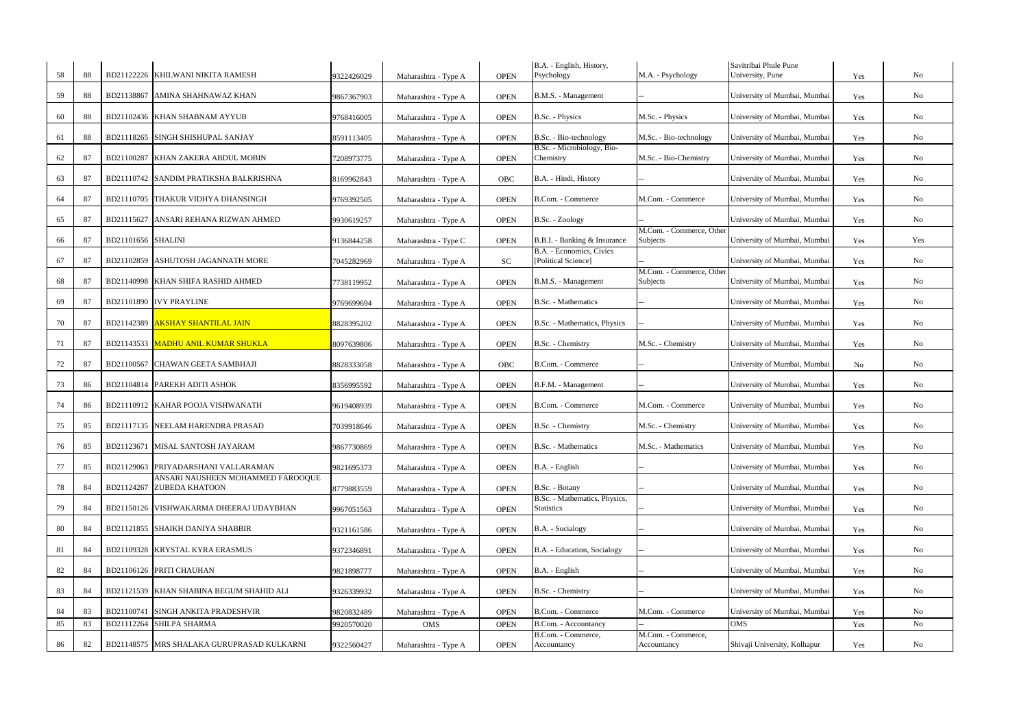| | | | | | | | | | | | |
|---|---|---|---|---|---|---|---|---|---|---|---|
| 58 | 88 | BD21122226 | KHILWANI NIKITA RAMESH | 9322426029 | Maharashtra - Type A | OPEN | B.A. - English, History, Psychology | M.A. - Psychology | Savitribai Phule Pune University, Pune | Yes | No |
| 59 | 88 | BD21138867 | AMINA SHAHNAWAZ KHAN | 9867367903 | Maharashtra - Type A | OPEN | B.M.S. - Management | -- | University of Mumbai, Mumbai | Yes | No |
| 60 | 88 | BD21102436 | KHAN SHABNAM AYYUB | 9768416005 | Maharashtra - Type A | OPEN | B.Sc. - Physics | M.Sc. - Physics | University of Mumbai, Mumbai | Yes | No |
| 61 | 88 | BD21118265 | SINGH SHISHUPAL SANJAY | 8591113405 | Maharashtra - Type A | OPEN | B.Sc. - Bio-technology | M.Sc. - Bio-technology | University of Mumbai, Mumbai | Yes | No |
| 62 | 87 | BD21100287 | KHAN ZAKERA ABDUL MOBIN | 7208973775 | Maharashtra - Type A | OPEN | B.Sc. - Microbiology, Bio-Chemistry | M.Sc. - Bio-Chemistry | University of Mumbai, Mumbai | Yes | No |
| 63 | 87 | BD21110742 | SANDIM PRATIKSHA BALKRISHNA | 8169962843 | Maharashtra - Type A | OBC | B.A. - Hindi, History | -- | University of Mumbai, Mumbai | Yes | No |
| 64 | 87 | BD21110705 | THAKUR VIDHYA DHANSINGH | 9769392505 | Maharashtra - Type A | OPEN | B.Com. - Commerce | M.Com. - Commerce | University of Mumbai, Mumbai | Yes | No |
| 65 | 87 | BD21115627 | ANSARI REHANA RIZWAN AHMED | 9930619257 | Maharashtra - Type A | OPEN | B.Sc. - Zoology | -- | University of Mumbai, Mumbai | Yes | No |
| 66 | 87 | BD21101656 | SHALINI | 9136844258 | Maharashtra - Type C | OPEN | B.B.I. - Banking & Insurance | M.Com. - Commerce, Other Subjects | University of Mumbai, Mumbai | Yes | Yes |
| 67 | 87 | BD21102859 | ASHUTOSH JAGANNATH MORE | 7045282969 | Maharashtra - Type A | SC | B.A. - Economics, Civics [Political Science] | -- | University of Mumbai, Mumbai | Yes | No |
| 68 | 87 | BD21140998 | KHAN SHIFA RASHID AHMED | 7738119952 | Maharashtra - Type A | OPEN | B.M.S. - Management | M.Com. - Commerce, Other Subjects | University of Mumbai, Mumbai | Yes | No |
| 69 | 87 | BD21101890 | IVY PRAYLINE | 9769699694 | Maharashtra - Type A | OPEN | B.Sc. - Mathematics | -- | University of Mumbai, Mumbai | Yes | No |
| 70 | 87 | BD21142389 | AKSHAY SHANTILAL JAIN | 8828395202 | Maharashtra - Type A | OPEN | B.Sc. - Mathematics, Physics | -- | University of Mumbai, Mumbai | Yes | No |
| 71 | 87 | BD21143533 | MADHU ANIL KUMAR SHUKLA | 8097639806 | Maharashtra - Type A | OPEN | B.Sc. - Chemistry | M.Sc. - Chemistry | University of Mumbai, Mumbai | Yes | No |
| 72 | 87 | BD21100567 | CHAWAN GEETA SAMBHAJI | 8828333058 | Maharashtra - Type A | OBC | B.Com. - Commerce | -- | University of Mumbai, Mumbai | No | No |
| 73 | 86 | BD21104814 | PAREKH ADITI ASHOK | 8356995592 | Maharashtra - Type A | OPEN | B.F.M. - Management | -- | University of Mumbai, Mumbai | Yes | No |
| 74 | 86 | BD21110912 | KAHAR POOJA VISHWANATH | 9619408939 | Maharashtra - Type A | OPEN | B.Com. - Commerce | M.Com. - Commerce | University of Mumbai, Mumbai | Yes | No |
| 75 | 85 | BD21117135 | NEELAM HARENDRA PRASAD | 7039918646 | Maharashtra - Type A | OPEN | B.Sc. - Chemistry | M.Sc. - Chemistry | University of Mumbai, Mumbai | Yes | No |
| 76 | 85 | BD21123671 | MISAL SANTOSH JAYARAM | 9867730869 | Maharashtra - Type A | OPEN | B.Sc. - Mathematics | M.Sc. - Mathematics | University of Mumbai, Mumbai | Yes | No |
| 77 | 85 | BD21129063 | PRIYADARSHANI VALLARAMAN | 9821695373 | Maharashtra - Type A | OPEN | B.A. - English | -- | University of Mumbai, Mumbai | Yes | No |
| 78 | 84 | BD21124267 | ANSARI NAUSHEEN MOHAMMED FAROOQUE ZUBEDA KHATOON | 8779883559 | Maharashtra - Type A | OPEN | B.Sc. - Botany | -- | University of Mumbai, Mumbai | Yes | No |
| 79 | 84 | BD21150126 | VISHWAKARMA DHEERAJ UDAYBHAN | 9967051563 | Maharashtra - Type A | OPEN | B.Sc. - Mathematics, Physics, Statistics | -- | University of Mumbai, Mumbai | Yes | No |
| 80 | 84 | BD21121855 | SHAIKH DANIYA SHABBIR | 9321161586 | Maharashtra - Type A | OPEN | B.A. - Socialogy | -- | University of Mumbai, Mumbai | Yes | No |
| 81 | 84 | BD21109328 | KRYSTAL KYRA ERASMUS | 9372346891 | Maharashtra - Type A | OPEN | B.A. - Education, Socialogy | -- | University of Mumbai, Mumbai | Yes | No |
| 82 | 84 | BD21106126 | PRITI CHAUHAN | 9821898777 | Maharashtra - Type A | OPEN | B.A. - English | -- | University of Mumbai, Mumbai | Yes | No |
| 83 | 84 | BD21121539 | KHAN SHABINA BEGUM SHAHID ALI | 9326339932 | Maharashtra - Type A | OPEN | B.Sc. - Chemistry | -- | University of Mumbai, Mumbai | Yes | No |
| 84 | 83 | BD21100741 | SINGH ANKITA PRADESHVIR | 9820832489 | Maharashtra - Type A | OPEN | B.Com. - Commerce | M.Com. - Commerce | University of Mumbai, Mumbai | Yes | No |
| 85 | 83 | BD21112264 | SHILPA SHARMA | 9920570020 | OMS | OPEN | B.Com. - Accountancy | -- | OMS | Yes | No |
| 86 | 82 | BD21148575 | MRS SHALAKA GURUPRASAD KULKARNI | 9322560427 | Maharashtra - Type A | OPEN | B.Com. - Commerce, Accountancy | M.Com. - Commerce, Accountancy | Shivaji University, Kolhapur | Yes | No |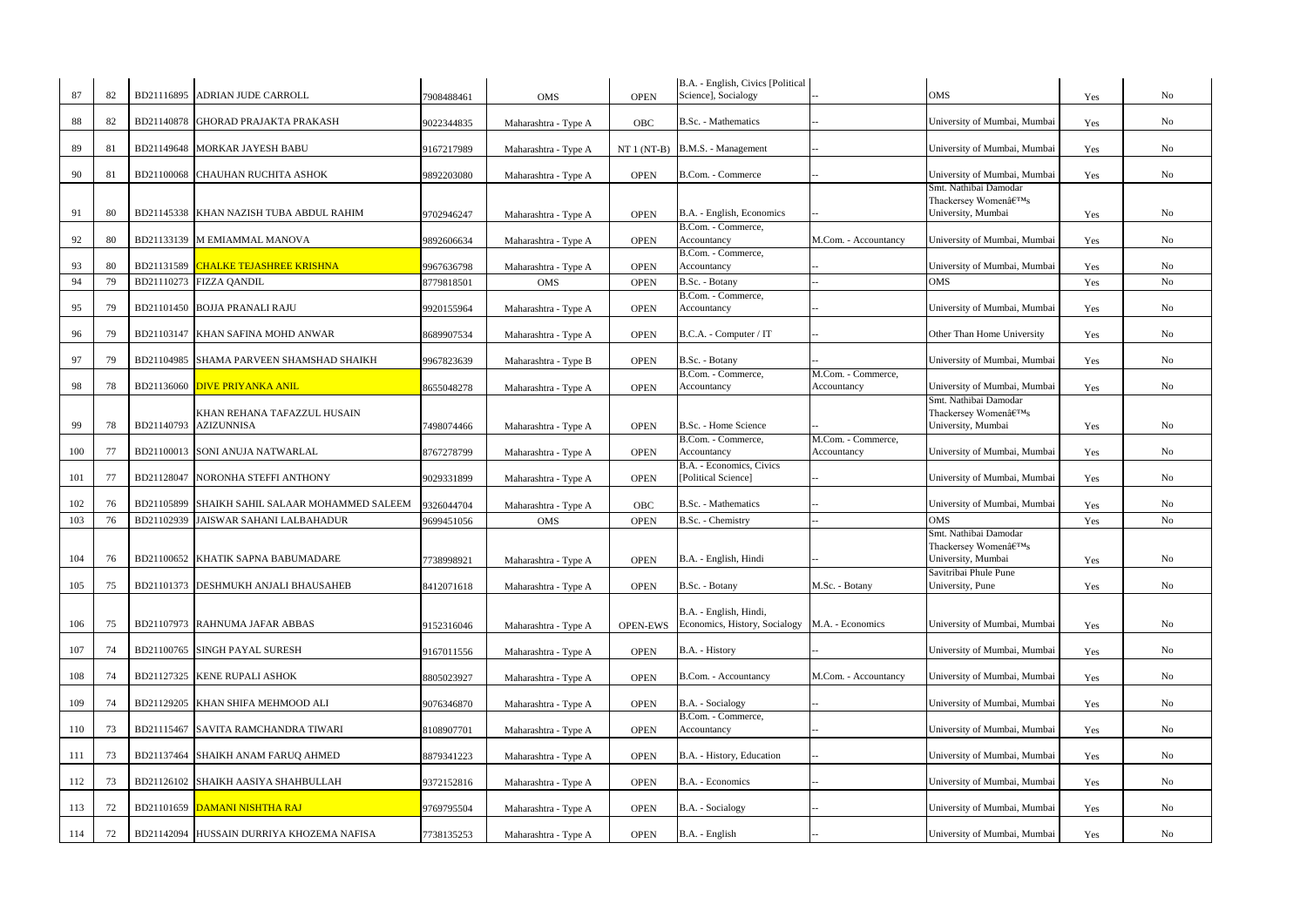| | | | | | | | | | | | |
|---|---|---|---|---|---|---|---|---|---|---|---|
| 87 | 82 | BD21116895 | ADRIAN JUDE CARROLL | 7908488461 | OMS | OPEN | B.A. - English, Civics [Political Science], Socialogy | -- | OMS | Yes | No |
| 88 | 82 | BD21140878 | GHORAD PRAJAKTA PRAKASH | 9022344835 | Maharashtra - Type A | OBC | B.Sc. - Mathematics | -- | University of Mumbai, Mumbai | Yes | No |
| 89 | 81 | BD21149648 | MORKAR JAYESH BABU | 9167217989 | Maharashtra - Type A | NT 1 (NT-B) | B.M.S. - Management | -- | University of Mumbai, Mumbai | Yes | No |
| 90 | 81 | BD21100068 | CHAUHAN RUCHITA ASHOK | 9892203080 | Maharashtra - Type A | OPEN | B.Com. - Commerce | -- | University of Mumbai, Mumbai | Yes | No |
| 91 | 80 | BD21145338 | KHAN NAZISH TUBA ABDUL RAHIM | 9702946247 | Maharashtra - Type A | OPEN | B.A. - English, Economics | -- | Smt. Nathibai Damodar Thackersey Womenâ€™s University, Mumbai | Yes | No |
| 92 | 80 | BD21133139 | M EMIAMMAL MANOVA | 9892606634 | Maharashtra - Type A | OPEN | B.Com. - Commerce, Accountancy | M.Com. - Accountancy | University of Mumbai, Mumbai | Yes | No |
| 93 | 80 | BD21131589 | CHALKE TEJASHREE KRISHNA | 9967636798 | Maharashtra - Type A | OPEN | B.Com. - Commerce, Accountancy | -- | University of Mumbai, Mumbai | Yes | No |
| 94 | 79 | BD21110273 | FIZZA QANDIL | 8779818501 | OMS | OPEN | B.Sc. - Botany | -- | OMS | Yes | No |
| 95 | 79 | BD21101450 | BOJJA PRANALI RAJU | 9920155964 | Maharashtra - Type A | OPEN | B.Com. - Commerce, Accountancy | -- | University of Mumbai, Mumbai | Yes | No |
| 96 | 79 | BD21103147 | KHAN SAFINA MOHD ANWAR | 8689907534 | Maharashtra - Type A | OPEN | B.C.A. - Computer / IT | -- | Other Than Home University | Yes | No |
| 97 | 79 | BD21104985 | SHAMA PARVEEN SHAMSHAD SHAIKH | 9967823639 | Maharashtra - Type B | OPEN | B.Sc. - Botany | -- | University of Mumbai, Mumbai | Yes | No |
| 98 | 78 | BD21136060 | DIVE PRIYANKA ANIL | 8655048278 | Maharashtra - Type A | OPEN | B.Com. - Commerce, Accountancy | M.Com. - Commerce, Accountancy | University of Mumbai, Mumbai | Yes | No |
| 99 | 78 | BD21140793 | KHAN REHANA TAFAZZUL HUSAIN AZIZUNNISA | 7498074466 | Maharashtra - Type A | OPEN | B.Sc. - Home Science | -- | Smt. Nathibai Damodar Thackersey Womenâ€™s University, Mumbai | Yes | No |
| 100 | 77 | BD21100013 | SONI ANUJA NATWARLAL | 8767278799 | Maharashtra - Type A | OPEN | B.Com. - Commerce, Accountancy | M.Com. - Commerce, Accountancy | University of Mumbai, Mumbai | Yes | No |
| 101 | 77 | BD21128047 | NORONHA STEFFI ANTHONY | 9029331899 | Maharashtra - Type A | OPEN | B.A. - Economics, Civics [Political Science] | -- | University of Mumbai, Mumbai | Yes | No |
| 102 | 76 | BD21105899 | SHAIKH SAHIL SALAAR MOHAMMED SALEEM | 9326044704 | Maharashtra - Type A | OBC | B.Sc. - Mathematics | -- | University of Mumbai, Mumbai | Yes | No |
| 103 | 76 | BD21102939 | JAISWAR SAHANI LALBAHADUR | 9699451056 | OMS | OPEN | B.Sc. - Chemistry | -- | OMS | Yes | No |
| 104 | 76 | BD21100652 | KHATIK SAPNA BABUMADARE | 7738998921 | Maharashtra - Type A | OPEN | B.A. - English, Hindi | -- | Smt. Nathibai Damodar Thackersey Womenâ€™s University, Mumbai | Yes | No |
| 105 | 75 | BD21101373 | DESHMUKH ANJALI BHAUSAHEB | 8412071618 | Maharashtra - Type A | OPEN | B.Sc. - Botany | M.Sc. - Botany | Savitribai Phule Pune University, Pune | Yes | No |
| 106 | 75 | BD21107973 | RAHNUMA JAFAR ABBAS | 9152316046 | Maharashtra - Type A | OPEN-EWS | B.A. - English, Hindi, Economics, History, Socialogy | M.A. - Economics | University of Mumbai, Mumbai | Yes | No |
| 107 | 74 | BD21100765 | SINGH PAYAL SURESH | 9167011556 | Maharashtra - Type A | OPEN | B.A. - History | -- | University of Mumbai, Mumbai | Yes | No |
| 108 | 74 | BD21127325 | KENE RUPALI ASHOK | 8805023927 | Maharashtra - Type A | OPEN | B.Com. - Accountancy | M.Com. - Accountancy | University of Mumbai, Mumbai | Yes | No |
| 109 | 74 | BD21129205 | KHAN SHIFA MEHMOOD ALI | 9076346870 | Maharashtra - Type A | OPEN | B.A. - Socialogy | -- | University of Mumbai, Mumbai | Yes | No |
| 110 | 73 | BD21115467 | SAVITA RAMCHANDRA TIWARI | 8108907701 | Maharashtra - Type A | OPEN | B.Com. - Commerce, Accountancy | -- | University of Mumbai, Mumbai | Yes | No |
| 111 | 73 | BD21137464 | SHAIKH ANAM FARUQ AHMED | 8879341223 | Maharashtra - Type A | OPEN | B.A. - History, Education | -- | University of Mumbai, Mumbai | Yes | No |
| 112 | 73 | BD21126102 | SHAIKH AASIYA SHAHBULLAH | 9372152816 | Maharashtra - Type A | OPEN | B.A. - Economics | -- | University of Mumbai, Mumbai | Yes | No |
| 113 | 72 | BD21101659 | DAMANI NISHTHA RAJ | 9769795504 | Maharashtra - Type A | OPEN | B.A. - Socialogy | -- | University of Mumbai, Mumbai | Yes | No |
| 114 | 72 | BD21142094 | HUSSAIN DURRIYA KHOZEMA NAFISA | 7738135253 | Maharashtra - Type A | OPEN | B.A. - English | -- | University of Mumbai, Mumbai | Yes | No |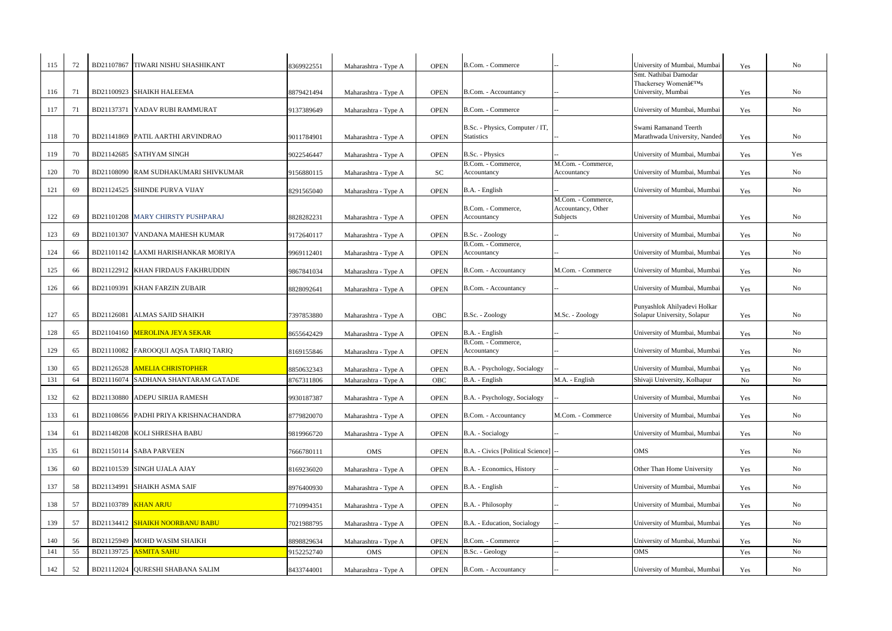| | | | | | | | | | | | |
|---|---|---|---|---|---|---|---|---|---|---|---|
| 115 | 72 | BD21107867 | TIWARI NISHU SHASHIKANT | 8369922551 | Maharashtra - Type A | OPEN | B.Com. - Commerce | -- | University of Mumbai, Mumbai | Yes | No |
| 116 | 71 | BD21100923 | SHAIKH HALEEMA | 8879421494 | Maharashtra - Type A | OPEN | B.Com. - Accountancy | -- | Smt. Nathibai Damodar Thackersey Womenâ€™s University, Mumbai | Yes | No |
| 117 | 71 | BD21137371 | YADAV RUBI RAMMURAT | 9137389649 | Maharashtra - Type A | OPEN | B.Com. - Commerce | -- | University of Mumbai, Mumbai | Yes | No |
| 118 | 70 | BD21141869 | PATIL AARTHI ARVINDRAO | 9011784901 | Maharashtra - Type A | OPEN | B.Sc. - Physics, Computer / IT, Statistics | -- | Swami Ramanand Teerth Marathwada University, Nanded | Yes | No |
| 119 | 70 | BD21142685 | SATHYAM SINGH | 9022546447 | Maharashtra - Type A | OPEN | B.Sc. - Physics | -- | University of Mumbai, Mumbai | Yes | Yes |
| 120 | 70 | BD21108090 | RAM SUDHAKUMARI SHIVKUMAR | 9156880115 | Maharashtra - Type A | SC | B.Com. - Commerce, Accountancy | M.Com. - Commerce, Accountancy | University of Mumbai, Mumbai | Yes | No |
| 121 | 69 | BD21124525 | SHINDE PURVA VIJAY | 8291565040 | Maharashtra - Type A | OPEN | B.A. - English | -- | University of Mumbai, Mumbai | Yes | No |
| 122 | 69 | BD21101208 | MARY CHIRSTY PUSHPARAJ | 8828282231 | Maharashtra - Type A | OPEN | B.Com. - Commerce, Accountancy | M.Com. - Commerce, Accountancy, Other Subjects | University of Mumbai, Mumbai | Yes | No |
| 123 | 69 | BD21101307 | VANDANA MAHESH KUMAR | 9172640117 | Maharashtra - Type A | OPEN | B.Sc. - Zoology | -- | University of Mumbai, Mumbai | Yes | No |
| 124 | 66 | BD21101142 | LAXMI HARISHANKAR MORIYA | 9969112401 | Maharashtra - Type A | OPEN | B.Com. - Commerce, Accountancy | -- | University of Mumbai, Mumbai | Yes | No |
| 125 | 66 | BD21122912 | KHAN FIRDAUS FAKHRUDDIN | 9867841034 | Maharashtra - Type A | OPEN | B.Com. - Accountancy | M.Com. - Commerce | University of Mumbai, Mumbai | Yes | No |
| 126 | 66 | BD21109391 | KHAN FARZIN ZUBAIR | 8828092641 | Maharashtra - Type A | OPEN | B.Com. - Accountancy | -- | University of Mumbai, Mumbai | Yes | No |
| 127 | 65 | BD21126081 | ALMAS SAJID SHAIKH | 7397853880 | Maharashtra - Type A | OBC | B.Sc. - Zoology | M.Sc. - Zoology | Punyashlok Ahilyadevi Holkar Solapur University, Solapur | Yes | No |
| 128 | 65 | BD21104160 | MEROLINA JEYA SEKAR | 8655642429 | Maharashtra - Type A | OPEN | B.A. - English | -- | University of Mumbai, Mumbai | Yes | No |
| 129 | 65 | BD21110082 | FAROOQUI AQSA TARIQ TARIQ | 8169155846 | Maharashtra - Type A | OPEN | B.Com. - Commerce, Accountancy | -- | University of Mumbai, Mumbai | Yes | No |
| 130 | 65 | BD21126528 | AMELIA CHRISTOPHER | 8850632343 | Maharashtra - Type A | OPEN | B.A. - Psychology, Socialogy | -- | University of Mumbai, Mumbai | Yes | No |
| 131 | 64 | BD21116074 | SADHANA SHANTARAM GATADE | 8767311806 | Maharashtra - Type A | OBC | B.A. - English | M.A. - English | Shivaji University, Kolhapur | No | No |
| 132 | 62 | BD21130880 | ADEPU SIRIJA RAMESH | 9930187387 | Maharashtra - Type A | OPEN | B.A. - Psychology, Socialogy | -- | University of Mumbai, Mumbai | Yes | No |
| 133 | 61 | BD21108656 | PADHI PRIYA KRISHNACHANDRA | 8779820070 | Maharashtra - Type A | OPEN | B.Com. - Accountancy | M.Com. - Commerce | University of Mumbai, Mumbai | Yes | No |
| 134 | 61 | BD21148208 | KOLI SHRESHA BABU | 9819966720 | Maharashtra - Type A | OPEN | B.A. - Socialogy | -- | University of Mumbai, Mumbai | Yes | No |
| 135 | 61 | BD21150114 | SABA PARVEEN | 7666780111 | OMS | OPEN | B.A. - Civics [Political Science] | -- | OMS | Yes | No |
| 136 | 60 | BD21101539 | SINGH UJALA AJAY | 8169236020 | Maharashtra - Type A | OPEN | B.A. - Economics, History | -- | Other Than Home University | Yes | No |
| 137 | 58 | BD21134991 | SHAIKH ASMA SAIF | 8976400930 | Maharashtra - Type A | OPEN | B.A. - English | -- | University of Mumbai, Mumbai | Yes | No |
| 138 | 57 | BD21103789 | KHAN ARJU | 7710994351 | Maharashtra - Type A | OPEN | B.A. - Philosophy | -- | University of Mumbai, Mumbai | Yes | No |
| 139 | 57 | BD21134412 | SHAIKH NOORBANU BABU | 7021988795 | Maharashtra - Type A | OPEN | B.A. - Education, Socialogy | -- | University of Mumbai, Mumbai | Yes | No |
| 140 | 56 | BD21125949 | MOHD WASIM SHAIKH | 8898829634 | Maharashtra - Type A | OPEN | B.Com. - Commerce | -- | University of Mumbai, Mumbai | Yes | No |
| 141 | 55 | BD21139725 | ASMITA SAHU | 9152252740 | OMS | OPEN | B.Sc. - Geology | -- | OMS | Yes | No |
| 142 | 52 | BD21112024 | QURESHI SHABANA SALIM | 8433744001 | Maharashtra - Type A | OPEN | B.Com. - Accountancy | -- | University of Mumbai, Mumbai | Yes | No |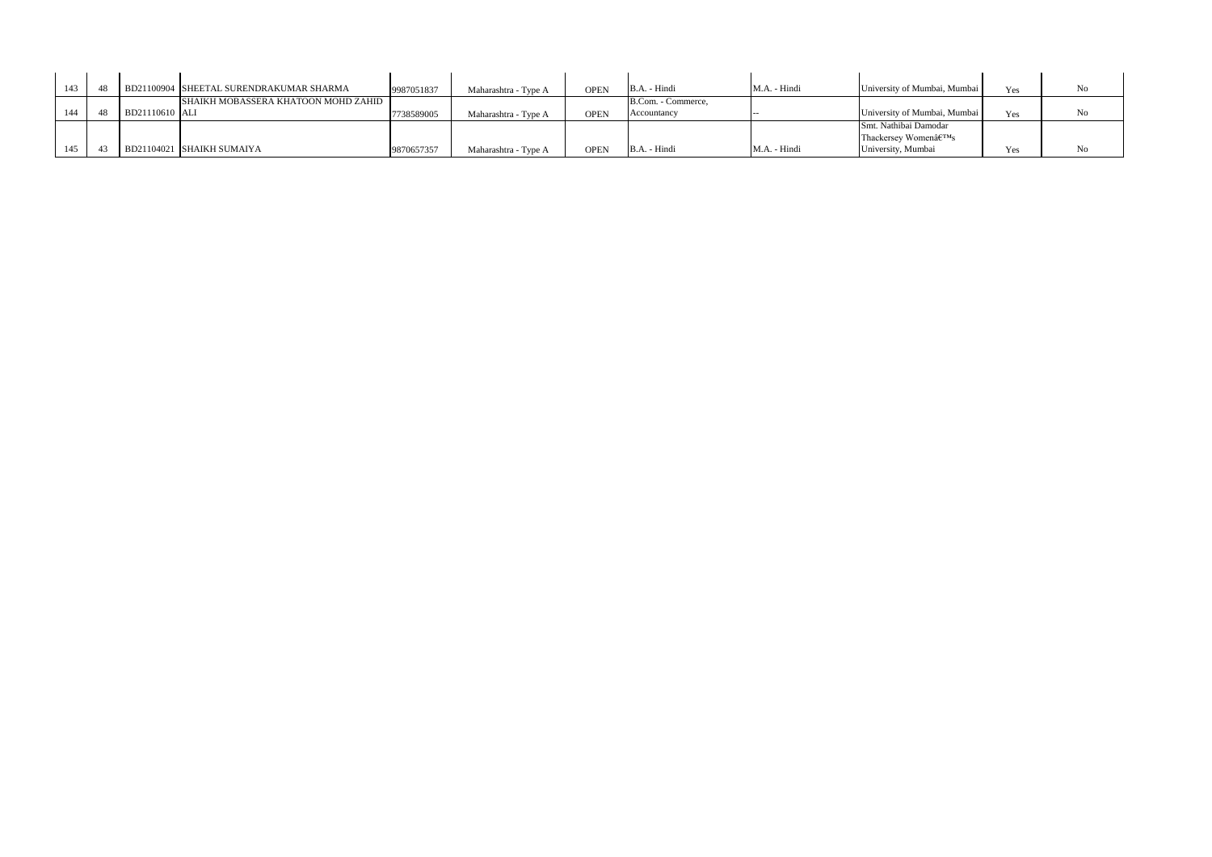| | | | | | | | | | | | |
|---|---|---|---|---|---|---|---|---|---|---|---|
| 143 | 48 | BD21100904 | SHEETAL SURENDRAKUMAR SHARMA | 9987051837 | Maharashtra - Type A | OPEN | B.A. - Hindi | M.A. - Hindi | University of Mumbai, Mumbai | Yes | No |
| 144 | 48 | BD21110610 | SHAIKH MOBASSERA KHATOON MOHD ZAHID ALI | 7738589005 | Maharashtra - Type A | OPEN | B.Com. - Commerce, Accountancy | -- | University of Mumbai, Mumbai | Yes | No |
| 145 | 43 | BD21104021 | SHAIKH SUMAIYA | 9870657357 | Maharashtra - Type A | OPEN | B.A. - Hindi | M.A. - Hindi | Smt. Nathibai Damodar Thackersey Womenâ€™s University, Mumbai | Yes | No |